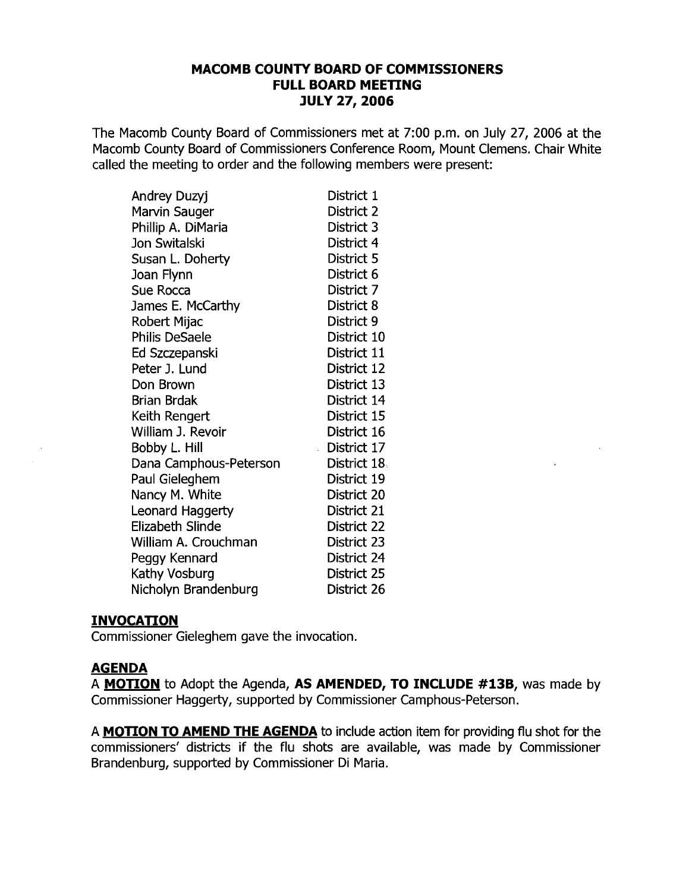# MACOMB COUNTY BOARD OF COMMISSIONERS
## FULL BOARD MEETING
## JULY 27, 2006

The Macomb County Board of Commissioners met at 7:00 p.m. on July 27, 2006 at the Macomb County Board of Commissioners Conference Room, Mount Clemens. Chair White called the meeting to order and the following members were present:

| | |
|---|---|
| Andrey Duzyj | District 1 |
| Marvin Sauger | District 2 |
| Phillip A. DiMaria | District 3 |
| Jon Switalski | District 4 |
| Susan L. Doherty | District 5 |
| Joan Flynn | District 6 |
| Sue Rocca | District 7 |
| James E. McCarthy | District 8 |
| Robert Mijac | District 9 |
| Philis DeSaele | District 10 |
| Ed Szczepanski | District 11 |
| Peter J. Lund | District 12 |
| Don Brown | District 13 |
| Brian Brdak | District 14 |
| Keith Rengert | District 15 |
| William J. Revoir | District 16 |
| Bobby L. Hill | District 17 |
| Dana Camphous-Peterson | District 18 |
| Paul Gieleghem | District 19 |
| Nancy M. White | District 20 |
| Leonard Haggerty | District 21 |
| Elizabeth Slinde | District 22 |
| William A. Crouchman | District 23 |
| Peggy Kennard | District 24 |
| Kathy Vosburg | District 25 |
| Nicholyn Brandenburg | District 26 |

**INVOCATION**

Commissioner Gieleghem gave the invocation.

**AGENDA**

A **MOTION** to Adopt the Agenda, **AS AMENDED, TO INCLUDE #13B**, was made by Commissioner Haggerty, supported by Commissioner Camphous-Peterson.

A **MOTION TO AMEND THE AGENDA** to include action item for providing flu shot for the commissioners' districts if the flu shots are available, was made by Commissioner Brandenburg, supported by Commissioner Di Maria.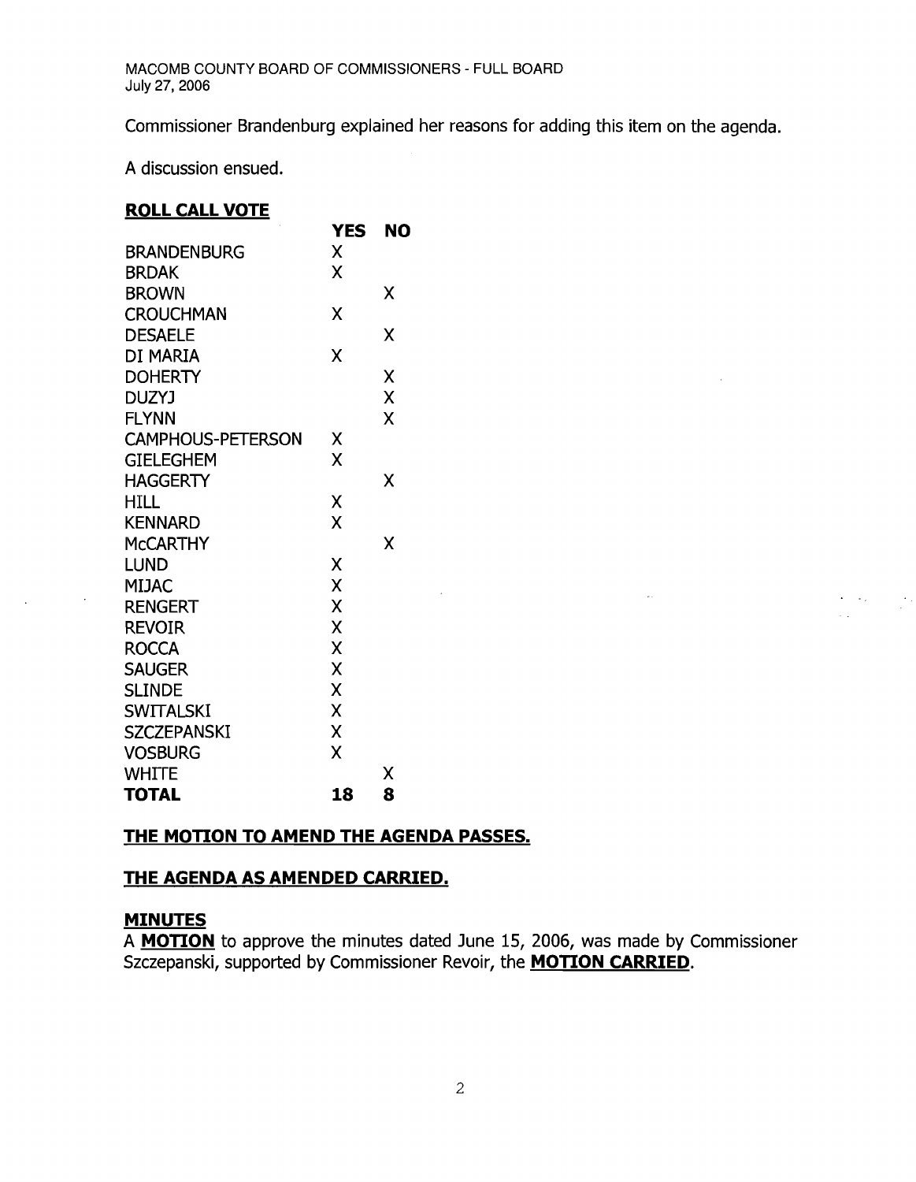Commissioner Brandenburg explained her reasons for adding this item on the agenda.

A discussion ensued.

**ROLL CALL VOTE**

| | YES | NO |
|---|---|---|
| BRANDENBURG | X | |
| BRDAK | X | |
| BROWN | | X |
| CROUCHMAN | X | |
| DESAELE | | X |
| DI MARIA | X | |
| DOHERTY | | X |
| DUZYJ | | X |
| FLYNN | | X |
| CAMPHOUS-PETERSON | X | |
| GIELEGHEM | X | |
| HAGGERTY | | X |
| HILL | X | |
| KENNARD | X | |
| McCARTHY | | X |
| LUND | X | |
| MIJAC | X | |
| RENGERT | X | |
| REVOIR | X | |
| ROCCA | X | |
| SAUGER | X | |
| SLINDE | X | |
| SWITALSKI | X | |
| SZCZEPANSKI | X | |
| VOSBURG | X | |
| WHITE | | X |
| **TOTAL** | **18** | **8** |

**THE MOTION TO AMEND THE AGENDA PASSES.**

**THE AGENDA AS AMENDED CARRIED.**

**MINUTES**

A **MOTION** to approve the minutes dated June 15, 2006, was made by Commissioner Szczepanski, supported by Commissioner Revoir, the **MOTION CARRIED**.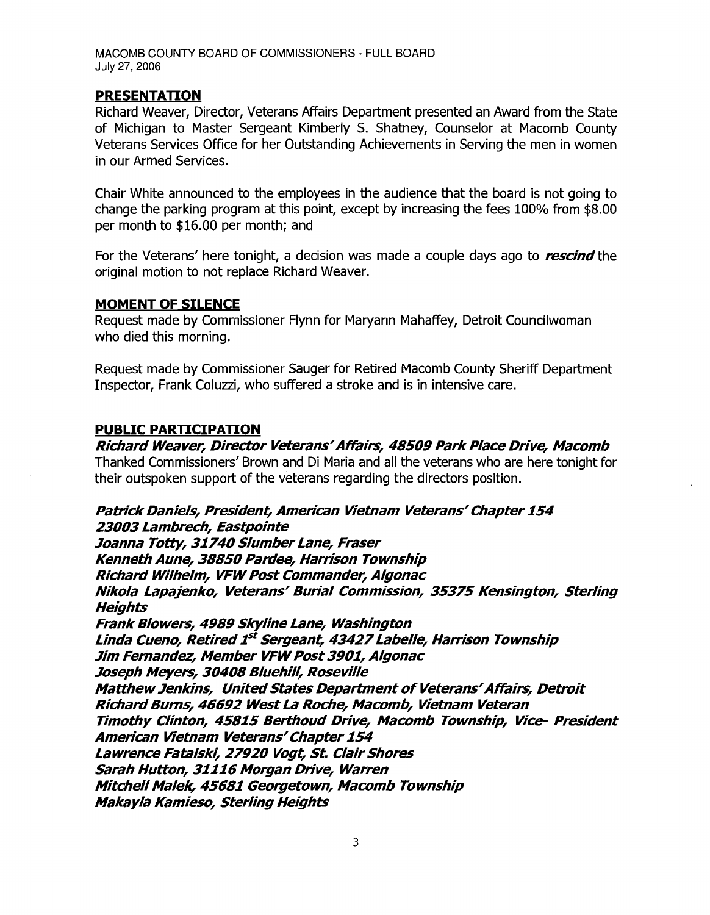## PRESENTATION

Richard Weaver, Director, Veterans Affairs Department presented an Award from the State of Michigan to Master Sergeant Kimberly S. Shatney, Counselor at Macomb County Veterans Services Office for her Outstanding Achievements in Serving the men in women in our Armed Services.

Chair White announced to the employees in the audience that the board is not going to change the parking program at this point, except by increasing the fees 100% from $8.00 per month to $16.00 per month; and

For the Veterans' here tonight, a decision was made a couple days ago to ***rescind*** the original motion to not replace Richard Weaver.

## MOMENT OF SILENCE

Request made by Commissioner Flynn for Maryann Mahaffey, Detroit Councilwoman who died this morning.

Request made by Commissioner Sauger for Retired Macomb County Sheriff Department Inspector, Frank Coluzzi, who suffered a stroke and is in intensive care.

## PUBLIC PARTICIPATION

***Richard Weaver, Director Veterans' Affairs, 48509 Park Place Drive, Macomb***
Thanked Commissioners' Brown and Di Maria and all the veterans who are here tonight for their outspoken support of the veterans regarding the directors position.

***Patrick Daniels, President, American Vietnam Veterans' Chapter 154***
***23003 Lambrech, Eastpointe***
***Joanna Totty, 31740 Slumber Lane, Fraser***
***Kenneth Aune, 38850 Pardee, Harrison Township***
***Richard Wilhelm, VFW Post Commander, Algonac***
***Nikola Lapajenko, Veterans' Burial Commission, 35375 Kensington, Sterling Heights***
***Frank Blowers, 4989 Skyline Lane, Washington***
***Linda Cueno, Retired 1st Sergeant, 43427 Labelle, Harrison Township***
***Jim Fernandez, Member VFW Post 3901, Algonac***
***Joseph Meyers, 30408 Bluehill, Roseville***
***Matthew Jenkins, United States Department of Veterans' Affairs, Detroit***
***Richard Burns, 46692 West La Roche, Macomb, Vietnam Veteran***
***Timothy Clinton, 45815 Berthoud Drive, Macomb Township, Vice- President American Vietnam Veterans' Chapter 154***
***Lawrence Fatalski, 27920 Vogt, St. Clair Shores***
***Sarah Hutton, 31116 Morgan Drive, Warren***
***Mitchell Malek, 45681 Georgetown, Macomb Township***
***Makayla Kamieso, Sterling Heights***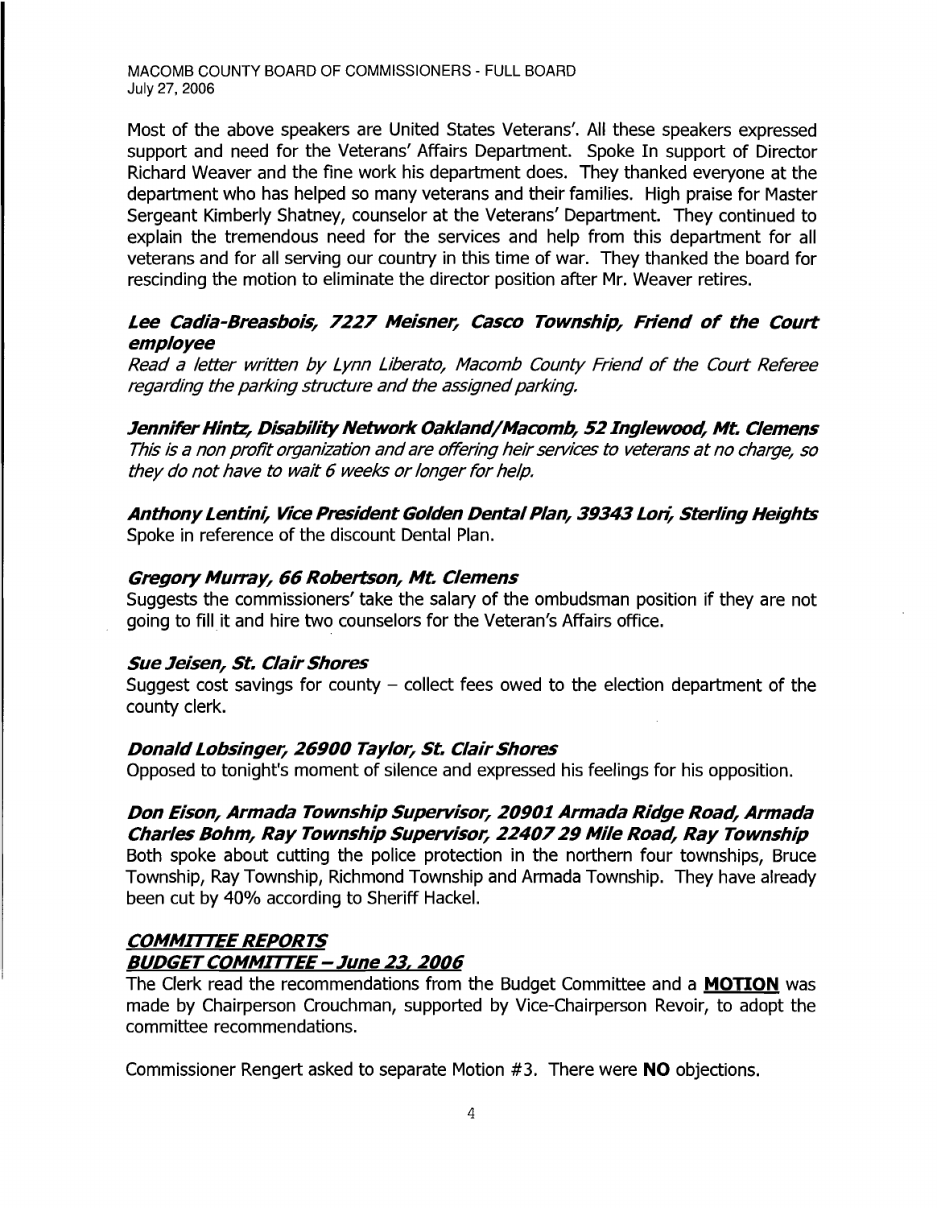Most of the above speakers are United States Veterans'. All these speakers expressed support and need for the Veterans' Affairs Department. Spoke In support of Director Richard Weaver and the fine work his department does. They thanked everyone at the department who has helped so many veterans and their families. High praise for Master Sergeant Kimberly Shatney, counselor at the Veterans' Department. They continued to explain the tremendous need for the services and help from this department for all veterans and for all serving our country in this time of war. They thanked the board for rescinding the motion to eliminate the director position after Mr. Weaver retires.

***Lee Cadia-Breasbois, 7227 Meisner, Casco Township, Friend of the Court employee***

*Read a letter written by Lynn Liberato, Macomb County Friend of the Court Referee regarding the parking structure and the assigned parking.*

***Jennifer Hintz, Disability Network Oakland/Macomb, 52 Inglewood, Mt. Clemens***

*This is a non profit organization and are offering heir services to veterans at no charge, so they do not have to wait 6 weeks or longer for help.*

***Anthony Lentini, Vice President Golden Dental Plan, 39343 Lori, Sterling Heights***

Spoke in reference of the discount Dental Plan.

***Gregory Murray, 66 Robertson, Mt. Clemens***

Suggests the commissioners' take the salary of the ombudsman position if they are not going to fill it and hire two counselors for the Veteran's Affairs office.

***Sue Jeisen, St. Clair Shores***

Suggest cost savings for county – collect fees owed to the election department of the county clerk.

***Donald Lobsinger, 26900 Taylor, St. Clair Shores***

Opposed to tonight's moment of silence and expressed his feelings for his opposition.

***Don Eison, Armada Township Supervisor, 20901 Armada Ridge Road, Armada***
***Charles Bohm, Ray Township Supervisor, 22407 29 Mile Road, Ray Township***

Both spoke about cutting the police protection in the northern four townships, Bruce Township, Ray Township, Richmond Township and Armada Township. They have already been cut by 40% according to Sheriff Hackel.

## ***COMMITTEE REPORTS***

### ***BUDGET COMMITTEE – June 23, 2006***

The Clerk read the recommendations from the Budget Committee and a **MOTION** was made by Chairperson Crouchman, supported by Vice-Chairperson Revoir, to adopt the committee recommendations.

Commissioner Rengert asked to separate Motion #3. There were **NO** objections.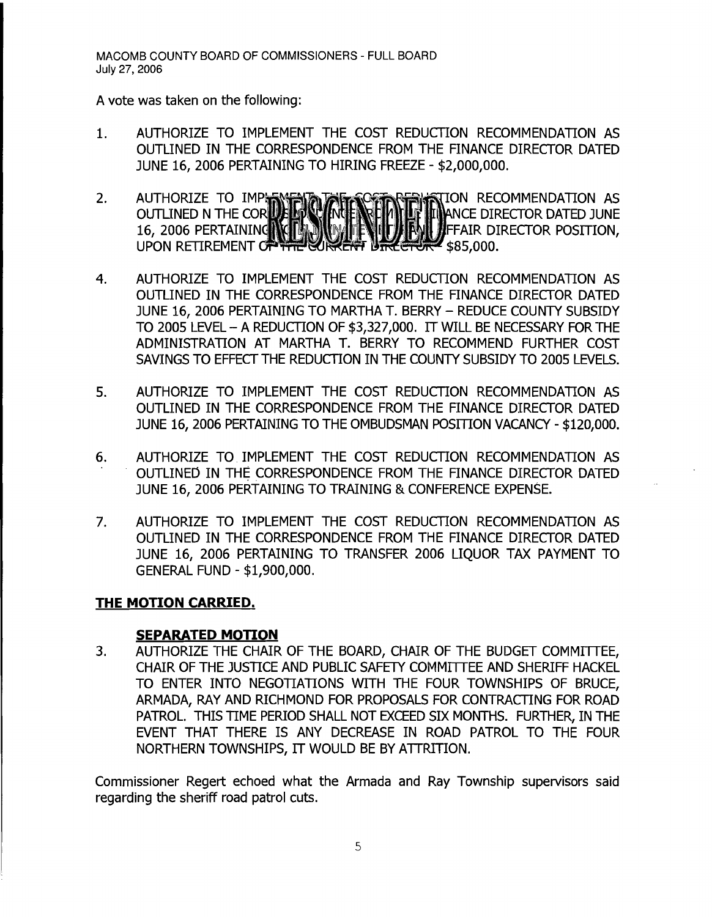A vote was taken on the following:

1. AUTHORIZE TO IMPLEMENT THE COST REDUCTION RECOMMENDATION AS OUTLINED IN THE CORRESPONDENCE FROM THE FINANCE DIRECTOR DATED JUNE 16, 2006 PERTAINING TO HIRING FREEZE - $2,000,000.

2. AUTHORIZE TO IMPLEMENT THE COST REDUCTION RECOMMENDATION AS OUTLINED N THE CORRESPONDENCE FROM THE FINANCE DIRECTOR DATED JUNE 16, 2006 PERTAINING TO ELIMINATE THE FAIR DIRECTOR POSITION, UPON RETIREMENT OF THE CURRENT DIRECTOR - $85,000. **RESCINDED**

4. AUTHORIZE TO IMPLEMENT THE COST REDUCTION RECOMMENDATION AS OUTLINED IN THE CORRESPONDENCE FROM THE FINANCE DIRECTOR DATED JUNE 16, 2006 PERTAINING TO MARTHA T. BERRY – REDUCE COUNTY SUBSIDY TO 2005 LEVEL – A REDUCTION OF $3,327,000. IT WILL BE NECESSARY FOR THE ADMINISTRATION AT MARTHA T. BERRY TO RECOMMEND FURTHER COST SAVINGS TO EFFECT THE REDUCTION IN THE COUNTY SUBSIDY TO 2005 LEVELS.

5. AUTHORIZE TO IMPLEMENT THE COST REDUCTION RECOMMENDATION AS OUTLINED IN THE CORRESPONDENCE FROM THE FINANCE DIRECTOR DATED JUNE 16, 2006 PERTAINING TO THE OMBUDSMAN POSITION VACANCY - $120,000.

6. AUTHORIZE TO IMPLEMENT THE COST REDUCTION RECOMMENDATION AS OUTLINED IN THE CORRESPONDENCE FROM THE FINANCE DIRECTOR DATED JUNE 16, 2006 PERTAINING TO TRAINING & CONFERENCE EXPENSE.

7. AUTHORIZE TO IMPLEMENT THE COST REDUCTION RECOMMENDATION AS OUTLINED IN THE CORRESPONDENCE FROM THE FINANCE DIRECTOR DATED JUNE 16, 2006 PERTAINING TO TRANSFER 2006 LIQUOR TAX PAYMENT TO GENERAL FUND - $1,900,000.

**THE MOTION CARRIED.**

**SEPARATED MOTION**

3. AUTHORIZE THE CHAIR OF THE BOARD, CHAIR OF THE BUDGET COMMITTEE, CHAIR OF THE JUSTICE AND PUBLIC SAFETY COMMITTEE AND SHERIFF HACKEL TO ENTER INTO NEGOTIATIONS WITH THE FOUR TOWNSHIPS OF BRUCE, ARMADA, RAY AND RICHMOND FOR PROPOSALS FOR CONTRACTING FOR ROAD PATROL. THIS TIME PERIOD SHALL NOT EXCEED SIX MONTHS. FURTHER, IN THE EVENT THAT THERE IS ANY DECREASE IN ROAD PATROL TO THE FOUR NORTHERN TOWNSHIPS, IT WOULD BE BY ATTRITION.

Commissioner Regert echoed what the Armada and Ray Township supervisors said regarding the sheriff road patrol cuts.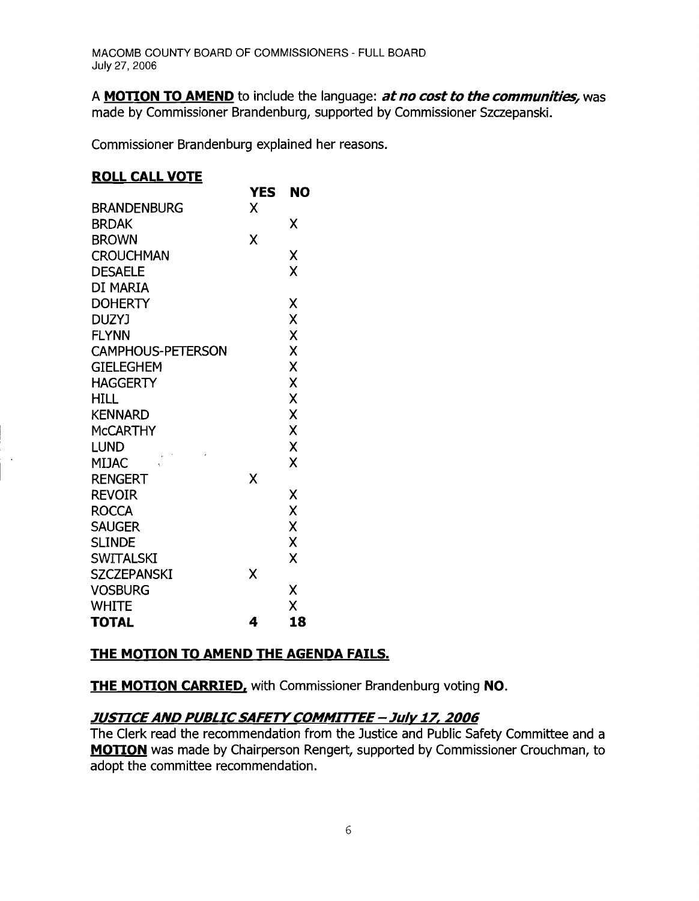A **MOTION TO AMEND** to include the language: ***at no cost to the communities,*** was made by Commissioner Brandenburg, supported by Commissioner Szczepanski.

Commissioner Brandenburg explained her reasons.

**ROLL CALL VOTE**

| | YES | NO |
|---|---|---|
| BRANDENBURG | X | |
| BRDAK | | X |
| BROWN | X | |
| CROUCHMAN | | X |
| DESAELE | | X |
| DI MARIA | | |
| DOHERTY | | X |
| DUZYJ | | X |
| FLYNN | | X |
| CAMPHOUS-PETERSON | | X |
| GIELEGHEM | | X |
| HAGGERTY | | X |
| HILL | | X |
| KENNARD | | X |
| McCARTHY | | X |
| LUND | | X |
| MIJAC | | X |
| RENGERT | X | |
| REVOIR | | X |
| ROCCA | | X |
| SAUGER | | X |
| SLINDE | | X |
| SWITALSKI | | X |
| SZCZEPANSKI | X | |
| VOSBURG | | X |
| WHITE | | X |
| **TOTAL** | **4** | **18** |

**THE MOTION TO AMEND THE AGENDA FAILS.**

**THE MOTION CARRIED,** with Commissioner Brandenburg voting **NO**.

### ***JUSTICE AND PUBLIC SAFETY COMMITTEE – July 17, 2006***

The Clerk read the recommendation from the Justice and Public Safety Committee and a **MOTION** was made by Chairperson Rengert, supported by Commissioner Crouchman, to adopt the committee recommendation.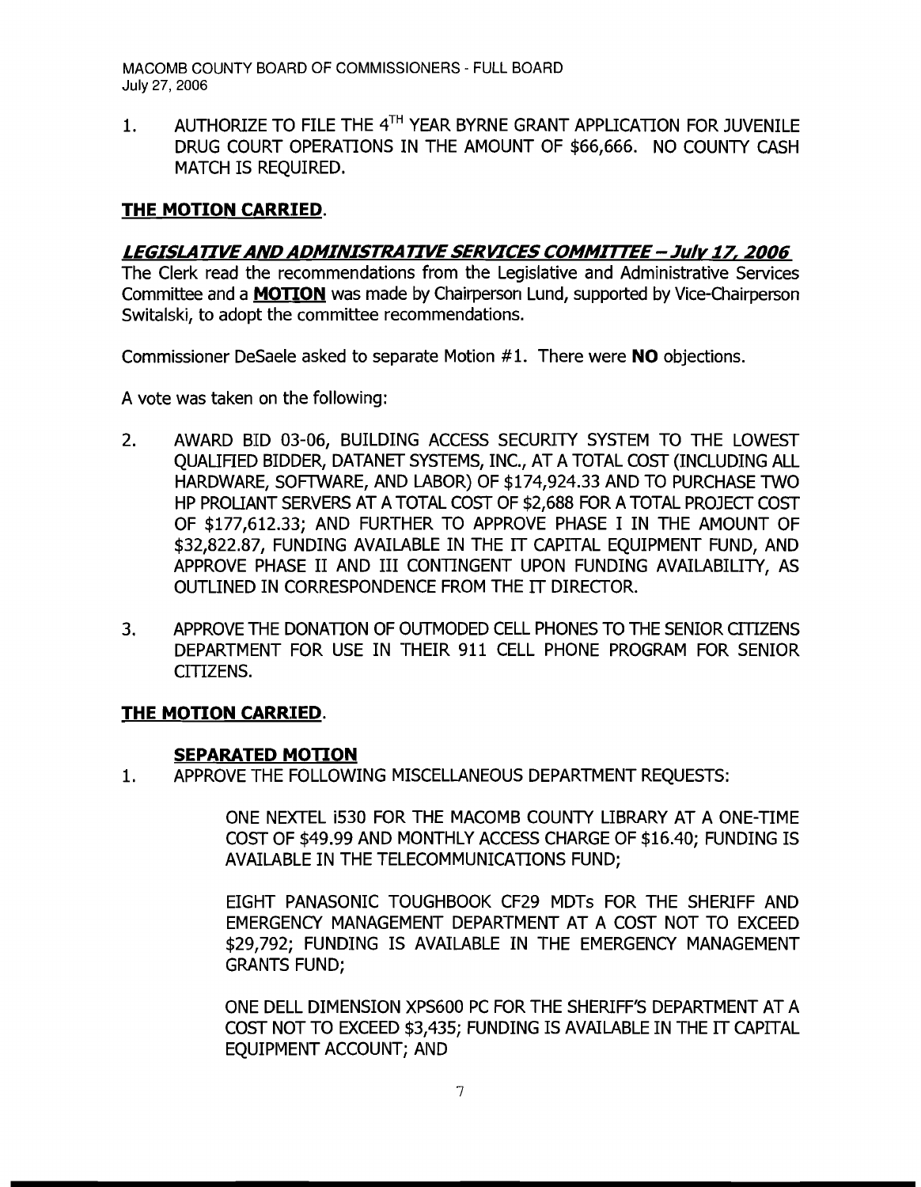1. AUTHORIZE TO FILE THE 4TH YEAR BYRNE GRANT APPLICATION FOR JUVENILE DRUG COURT OPERATIONS IN THE AMOUNT OF $66,666. NO COUNTY CASH MATCH IS REQUIRED.

**THE MOTION CARRIED**.

***LEGISLATIVE AND ADMINISTRATIVE SERVICES COMMITTEE – July 17, 2006***

The Clerk read the recommendations from the Legislative and Administrative Services Committee and a **MOTION** was made by Chairperson Lund, supported by Vice-Chairperson Switalski, to adopt the committee recommendations.

Commissioner DeSaele asked to separate Motion #1. There were **NO** objections.

A vote was taken on the following:

2. AWARD BID 03-06, BUILDING ACCESS SECURITY SYSTEM TO THE LOWEST QUALIFIED BIDDER, DATANET SYSTEMS, INC., AT A TOTAL COST (INCLUDING ALL HARDWARE, SOFTWARE, AND LABOR) OF $174,924.33 AND TO PURCHASE TWO HP PROLIANT SERVERS AT A TOTAL COST OF $2,688 FOR A TOTAL PROJECT COST OF $177,612.33; AND FURTHER TO APPROVE PHASE I IN THE AMOUNT OF $32,822.87, FUNDING AVAILABLE IN THE IT CAPITAL EQUIPMENT FUND, AND APPROVE PHASE II AND III CONTINGENT UPON FUNDING AVAILABILITY, AS OUTLINED IN CORRESPONDENCE FROM THE IT DIRECTOR.

3. APPROVE THE DONATION OF OUTMODED CELL PHONES TO THE SENIOR CITIZENS DEPARTMENT FOR USE IN THEIR 911 CELL PHONE PROGRAM FOR SENIOR CITIZENS.

**THE MOTION CARRIED**.

**SEPARATED MOTION**

1. APPROVE THE FOLLOWING MISCELLANEOUS DEPARTMENT REQUESTS:

   ONE NEXTEL i530 FOR THE MACOMB COUNTY LIBRARY AT A ONE-TIME COST OF $49.99 AND MONTHLY ACCESS CHARGE OF $16.40; FUNDING IS AVAILABLE IN THE TELECOMMUNICATIONS FUND;

   EIGHT PANASONIC TOUGHBOOK CF29 MDTs FOR THE SHERIFF AND EMERGENCY MANAGEMENT DEPARTMENT AT A COST NOT TO EXCEED $29,792; FUNDING IS AVAILABLE IN THE EMERGENCY MANAGEMENT GRANTS FUND;

   ONE DELL DIMENSION XPS600 PC FOR THE SHERIFF'S DEPARTMENT AT A COST NOT TO EXCEED $3,435; FUNDING IS AVAILABLE IN THE IT CAPITAL EQUIPMENT ACCOUNT; AND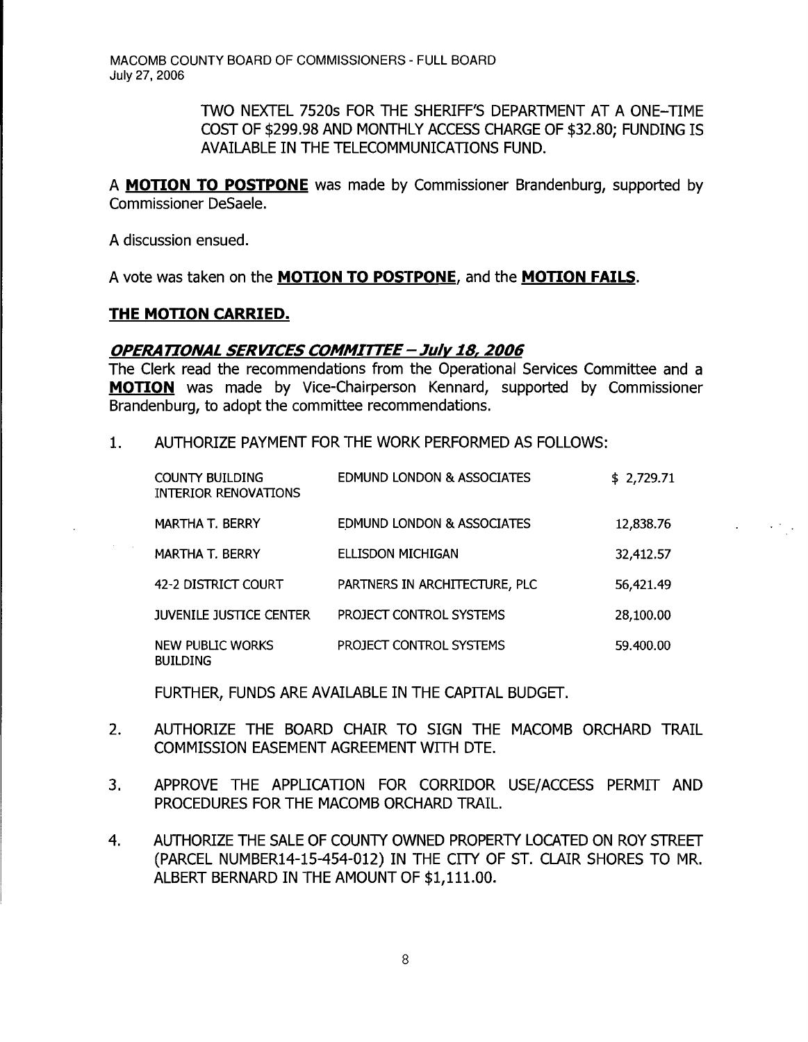TWO NEXTEL 7520s FOR THE SHERIFF'S DEPARTMENT AT A ONE-TIME COST OF $299.98 AND MONTHLY ACCESS CHARGE OF $32.80; FUNDING IS AVAILABLE IN THE TELECOMMUNICATIONS FUND.

A **MOTION TO POSTPONE** was made by Commissioner Brandenburg, supported by Commissioner DeSaele.

A discussion ensued.

A vote was taken on the **MOTION TO POSTPONE**, and the **MOTION FAILS**.

**THE MOTION CARRIED.**

***OPERATIONAL SERVICES COMMITTEE – July 18, 2006***

The Clerk read the recommendations from the Operational Services Committee and a **MOTION** was made by Vice-Chairperson Kennard, supported by Commissioner Brandenburg, to adopt the committee recommendations.

1. AUTHORIZE PAYMENT FOR THE WORK PERFORMED AS FOLLOWS:

| | | |
|---|---|---|
| COUNTY BUILDING INTERIOR RENOVATIONS | EDMUND LONDON & ASSOCIATES | $ 2,729.71 |
| MARTHA T. BERRY | EDMUND LONDON & ASSOCIATES | 12,838.76 |
| MARTHA T. BERRY | ELLISDON MICHIGAN | 32,412.57 |
| 42-2 DISTRICT COURT | PARTNERS IN ARCHITECTURE, PLC | 56,421.49 |
| JUVENILE JUSTICE CENTER | PROJECT CONTROL SYSTEMS | 28,100.00 |
| NEW PUBLIC WORKS BUILDING | PROJECT CONTROL SYSTEMS | 59.400.00 |

   FURTHER, FUNDS ARE AVAILABLE IN THE CAPITAL BUDGET.

2. AUTHORIZE THE BOARD CHAIR TO SIGN THE MACOMB ORCHARD TRAIL COMMISSION EASEMENT AGREEMENT WITH DTE.

3. APPROVE THE APPLICATION FOR CORRIDOR USE/ACCESS PERMIT AND PROCEDURES FOR THE MACOMB ORCHARD TRAIL.

4. AUTHORIZE THE SALE OF COUNTY OWNED PROPERTY LOCATED ON ROY STREET (PARCEL NUMBER14-15-454-012) IN THE CITY OF ST. CLAIR SHORES TO MR. ALBERT BERNARD IN THE AMOUNT OF $1,111.00.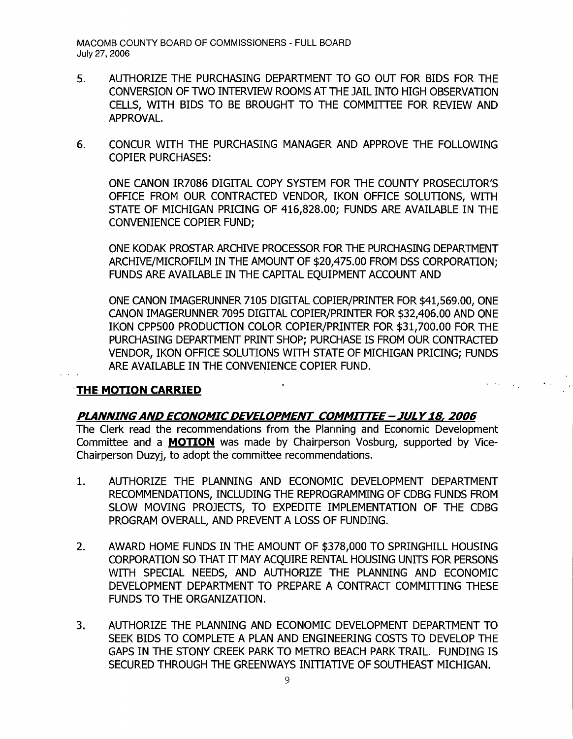5. AUTHORIZE THE PURCHASING DEPARTMENT TO GO OUT FOR BIDS FOR THE CONVERSION OF TWO INTERVIEW ROOMS AT THE JAIL INTO HIGH OBSERVATION CELLS, WITH BIDS TO BE BROUGHT TO THE COMMITTEE FOR REVIEW AND APPROVAL.

6. CONCUR WITH THE PURCHASING MANAGER AND APPROVE THE FOLLOWING COPIER PURCHASES:

   ONE CANON IR7086 DIGITAL COPY SYSTEM FOR THE COUNTY PROSECUTOR'S OFFICE FROM OUR CONTRACTED VENDOR, IKON OFFICE SOLUTIONS, WITH STATE OF MICHIGAN PRICING OF 416,828.00; FUNDS ARE AVAILABLE IN THE CONVENIENCE COPIER FUND;

   ONE KODAK PROSTAR ARCHIVE PROCESSOR FOR THE PURCHASING DEPARTMENT ARCHIVE/MICROFILM IN THE AMOUNT OF $20,475.00 FROM DSS CORPORATION; FUNDS ARE AVAILABLE IN THE CAPITAL EQUIPMENT ACCOUNT AND

   ONE CANON IMAGERUNNER 7105 DIGITAL COPIER/PRINTER FOR $41,569.00, ONE CANON IMAGERUNNER 7095 DIGITAL COPIER/PRINTER FOR $32,406.00 AND ONE IKON CPP500 PRODUCTION COLOR COPIER/PRINTER FOR $31,700.00 FOR THE PURCHASING DEPARTMENT PRINT SHOP; PURCHASE IS FROM OUR CONTRACTED VENDOR, IKON OFFICE SOLUTIONS WITH STATE OF MICHIGAN PRICING; FUNDS ARE AVAILABLE IN THE CONVENIENCE COPIER FUND.

**THE MOTION CARRIED**

***PLANNING AND ECONOMIC DEVELOPMENT COMMITTEE – JULY 18, 2006***

The Clerk read the recommendations from the Planning and Economic Development Committee and a **MOTION** was made by Chairperson Vosburg, supported by Vice-Chairperson Duzyj, to adopt the committee recommendations.

1. AUTHORIZE THE PLANNING AND ECONOMIC DEVELOPMENT DEPARTMENT RECOMMENDATIONS, INCLUDING THE REPROGRAMMING OF CDBG FUNDS FROM SLOW MOVING PROJECTS, TO EXPEDITE IMPLEMENTATION OF THE CDBG PROGRAM OVERALL, AND PREVENT A LOSS OF FUNDING.

2. AWARD HOME FUNDS IN THE AMOUNT OF $378,000 TO SPRINGHILL HOUSING CORPORATION SO THAT IT MAY ACQUIRE RENTAL HOUSING UNITS FOR PERSONS WITH SPECIAL NEEDS, AND AUTHORIZE THE PLANNING AND ECONOMIC DEVELOPMENT DEPARTMENT TO PREPARE A CONTRACT COMMITTING THESE FUNDS TO THE ORGANIZATION.

3. AUTHORIZE THE PLANNING AND ECONOMIC DEVELOPMENT DEPARTMENT TO SEEK BIDS TO COMPLETE A PLAN AND ENGINEERING COSTS TO DEVELOP THE GAPS IN THE STONY CREEK PARK TO METRO BEACH PARK TRAIL. FUNDING IS SECURED THROUGH THE GREENWAYS INITIATIVE OF SOUTHEAST MICHIGAN.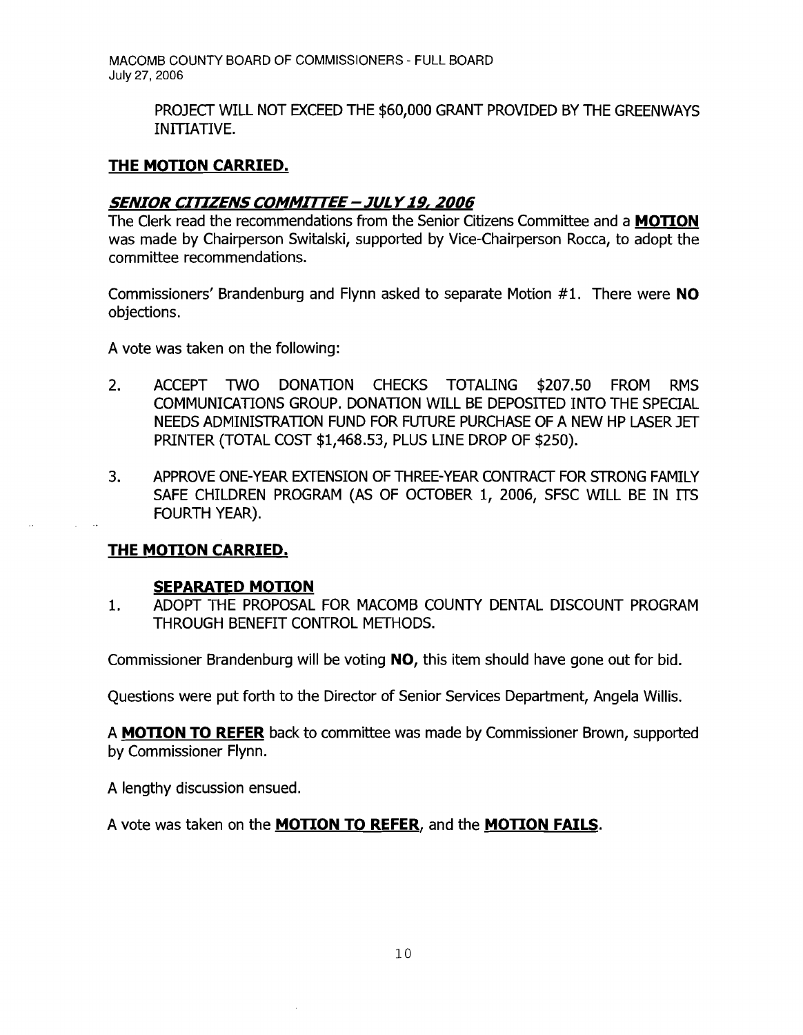PROJECT WILL NOT EXCEED THE $60,000 GRANT PROVIDED BY THE GREENWAYS INITIATIVE.

**THE MOTION CARRIED.**

***SENIOR CITIZENS COMMITTEE – JULY 19, 2006***

The Clerk read the recommendations from the Senior Citizens Committee and a **MOTION** was made by Chairperson Switalski, supported by Vice-Chairperson Rocca, to adopt the committee recommendations.

Commissioners' Brandenburg and Flynn asked to separate Motion #1. There were **NO** objections.

A vote was taken on the following:

2. ACCEPT TWO DONATION CHECKS TOTALING $207.50 FROM RMS COMMUNICATIONS GROUP. DONATION WILL BE DEPOSITED INTO THE SPECIAL NEEDS ADMINISTRATION FUND FOR FUTURE PURCHASE OF A NEW HP LASER JET PRINTER (TOTAL COST $1,468.53, PLUS LINE DROP OF $250).

3. APPROVE ONE-YEAR EXTENSION OF THREE-YEAR CONTRACT FOR STRONG FAMILY SAFE CHILDREN PROGRAM (AS OF OCTOBER 1, 2006, SFSC WILL BE IN ITS FOURTH YEAR).

**THE MOTION CARRIED.**

**SEPARATED MOTION**

1. ADOPT THE PROPOSAL FOR MACOMB COUNTY DENTAL DISCOUNT PROGRAM THROUGH BENEFIT CONTROL METHODS.

Commissioner Brandenburg will be voting **NO**, this item should have gone out for bid.

Questions were put forth to the Director of Senior Services Department, Angela Willis.

A **MOTION TO REFER** back to committee was made by Commissioner Brown, supported by Commissioner Flynn.

A lengthy discussion ensued.

A vote was taken on the **MOTION TO REFER**, and the **MOTION FAILS**.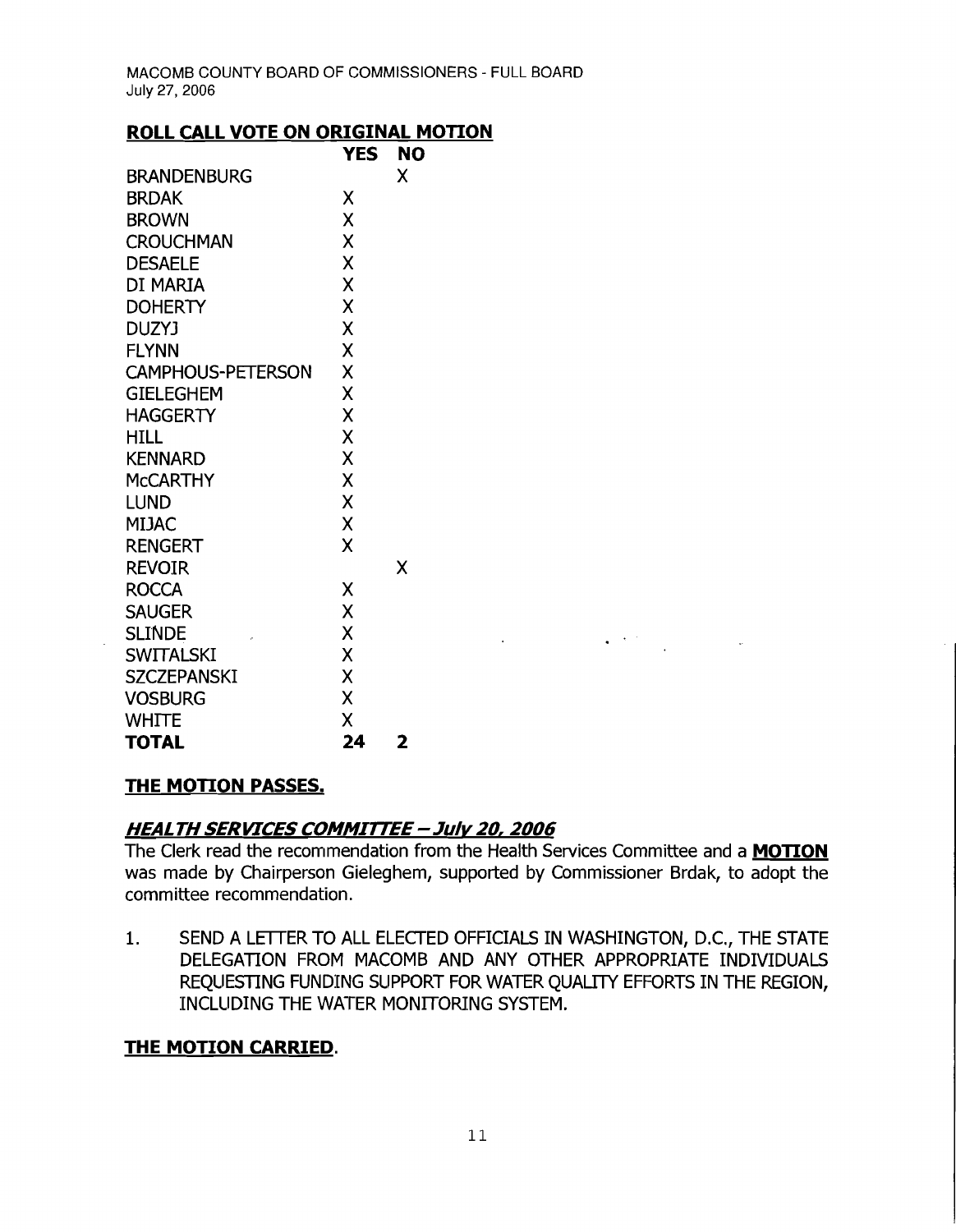MACOMB COUNTY BOARD OF COMMISSIONERS - FULL BOARD
July 27, 2006

## ROLL CALL VOTE ON ORIGINAL MOTION

| | YES | NO |
|---|---|---|
| BRANDENBURG | | X |
| BRDAK | X | |
| BROWN | X | |
| CROUCHMAN | X | |
| DESAELE | X | |
| DI MARIA | X | |
| DOHERTY | X | |
| DUZYJ | X | |
| FLYNN | X | |
| CAMPHOUS-PETERSON | X | |
| GIELEGHEM | X | |
| HAGGERTY | X | |
| HILL | X | |
| KENNARD | X | |
| McCARTHY | X | |
| LUND | X | |
| MIJAC | X | |
| RENGERT | X | |
| REVOIR | | X |
| ROCCA | X | |
| SAUGER | X | |
| SLINDE | X | |
| SWITALSKI | X | |
| SZCZEPANSKI | X | |
| VOSBURG | X | |
| WHITE | X | |
| **TOTAL** | **24** | **2** |

**THE MOTION PASSES.**

***HEALTH SERVICES COMMITTEE – July 20, 2006***

The Clerk read the recommendation from the Health Services Committee and a **MOTION** was made by Chairperson Gieleghem, supported by Commissioner Brdak, to adopt the committee recommendation.

1. SEND A LETTER TO ALL ELECTED OFFICIALS IN WASHINGTON, D.C., THE STATE DELEGATION FROM MACOMB AND ANY OTHER APPROPRIATE INDIVIDUALS REQUESTING FUNDING SUPPORT FOR WATER QUALITY EFFORTS IN THE REGION, INCLUDING THE WATER MONITORING SYSTEM.

**THE MOTION CARRIED.**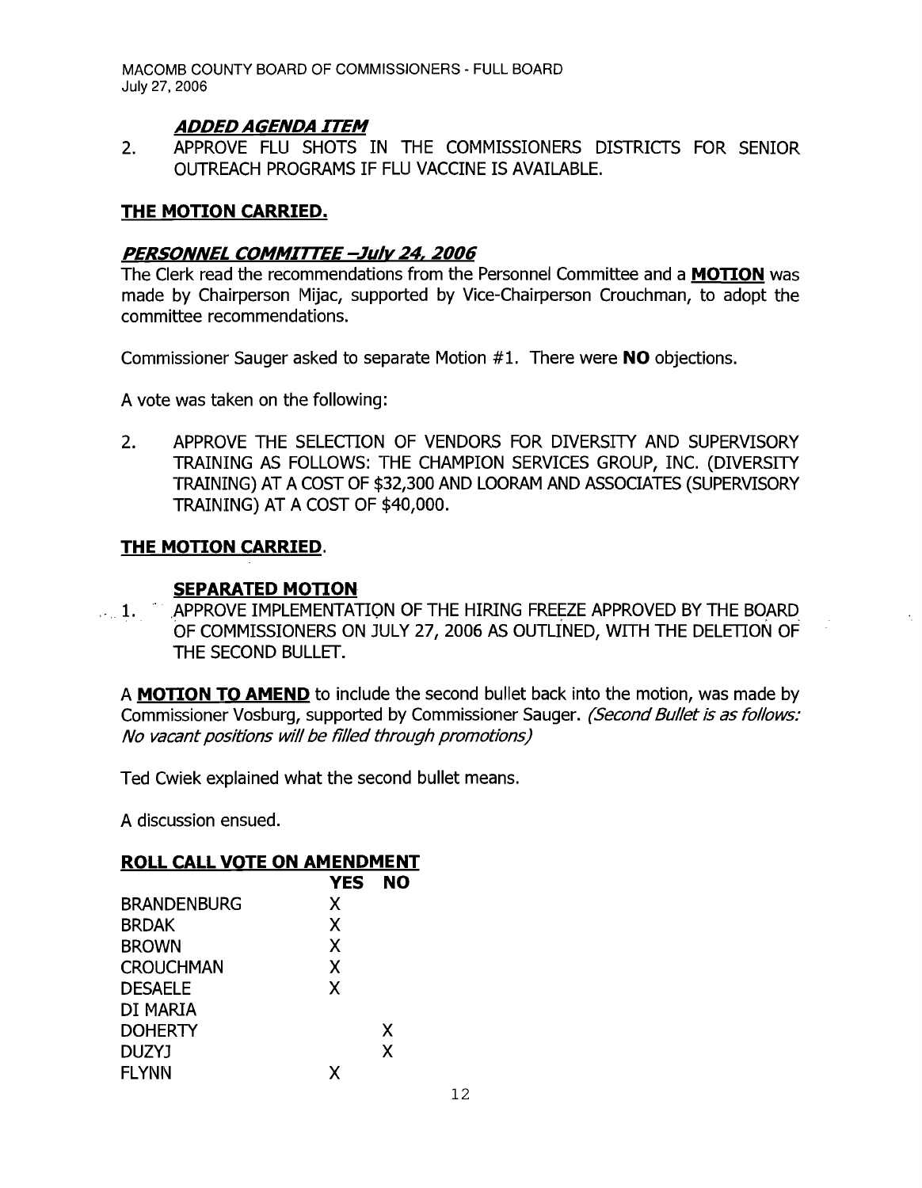***ADDED AGENDA ITEM***

2. APPROVE FLU SHOTS IN THE COMMISSIONERS DISTRICTS FOR SENIOR OUTREACH PROGRAMS IF FLU VACCINE IS AVAILABLE.

**THE MOTION CARRIED.**

***PERSONNEL COMMITTEE –July 24, 2006***

The Clerk read the recommendations from the Personnel Committee and a **MOTION** was made by Chairperson Mijac, supported by Vice-Chairperson Crouchman, to adopt the committee recommendations.

Commissioner Sauger asked to separate Motion #1. There were **NO** objections.

A vote was taken on the following:

2. APPROVE THE SELECTION OF VENDORS FOR DIVERSITY AND SUPERVISORY TRAINING AS FOLLOWS: THE CHAMPION SERVICES GROUP, INC. (DIVERSITY TRAINING) AT A COST OF $32,300 AND LOORAM AND ASSOCIATES (SUPERVISORY TRAINING) AT A COST OF $40,000.

**THE MOTION CARRIED.**

**SEPARATED MOTION**

1. APPROVE IMPLEMENTATION OF THE HIRING FREEZE APPROVED BY THE BOARD OF COMMISSIONERS ON JULY 27, 2006 AS OUTLINED, WITH THE DELETION OF THE SECOND BULLET.

A **MOTION TO AMEND** to include the second bullet back into the motion, was made by Commissioner Vosburg, supported by Commissioner Sauger. *(Second Bullet is as follows: No vacant positions will be filled through promotions)*

Ted Cwiek explained what the second bullet means.

A discussion ensued.

**ROLL CALL VOTE ON AMENDMENT**

| | YES | NO |
|---|---|---|
| BRANDENBURG | X | |
| BRDAK | X | |
| BROWN | X | |
| CROUCHMAN | X | |
| DESAELE | X | |
| DI MARIA | | |
| DOHERTY | | X |
| DUZYJ | | X |
| FLYNN | X | |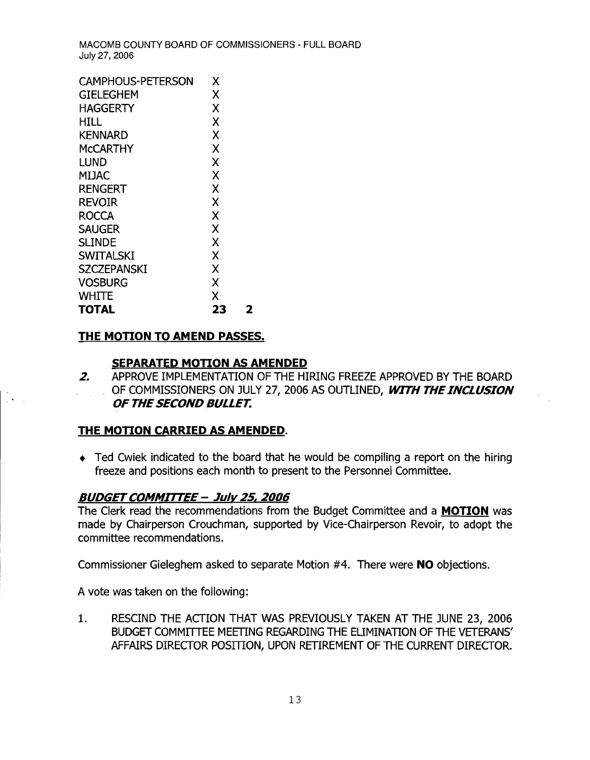| | | |
|---|---|---|
| CAMPHOUS-PETERSON | X | |
| GIELEGHEM | X | |
| HAGGERTY | X | |
| HILL | X | |
| KENNARD | X | |
| McCARTHY | X | |
| LUND | X | |
| MIJAC | X | |
| RENGERT | X | |
| REVOIR | X | |
| ROCCA | X | |
| SAUGER | X | |
| SLINDE | X | |
| SWITALSKI | X | |
| SZCZEPANSKI | X | |
| VOSBURG | X | |
| WHITE | X | |
| **TOTAL** | **23** | **2** |

**THE MOTION TO AMEND PASSES.**

**SEPARATED MOTION AS AMENDED**

***2.*** APPROVE IMPLEMENTATION OF THE HIRING FREEZE APPROVED BY THE BOARD OF COMMISSIONERS ON JULY 27, 2006 AS OUTLINED, ***WITH THE INCLUSION OF THE SECOND BULLET.***

**THE MOTION CARRIED AS AMENDED.**

- Ted Cwiek indicated to the board that he would be compiling a report on the hiring freeze and positions each month to present to the Personnel Committee.

***BUDGET COMMITTEE – July 25, 2006***

The Clerk read the recommendations from the Budget Committee and a **MOTION** was made by Chairperson Crouchman, supported by Vice-Chairperson Revoir, to adopt the committee recommendations.

Commissioner Gieleghem asked to separate Motion #4. There were **NO** objections.

A vote was taken on the following:

1. RESCIND THE ACTION THAT WAS PREVIOUSLY TAKEN AT THE JUNE 23, 2006 BUDGET COMMITTEE MEETING REGARDING THE ELIMINATION OF THE VETERANS' AFFAIRS DIRECTOR POSITION, UPON RETIREMENT OF THE CURRENT DIRECTOR.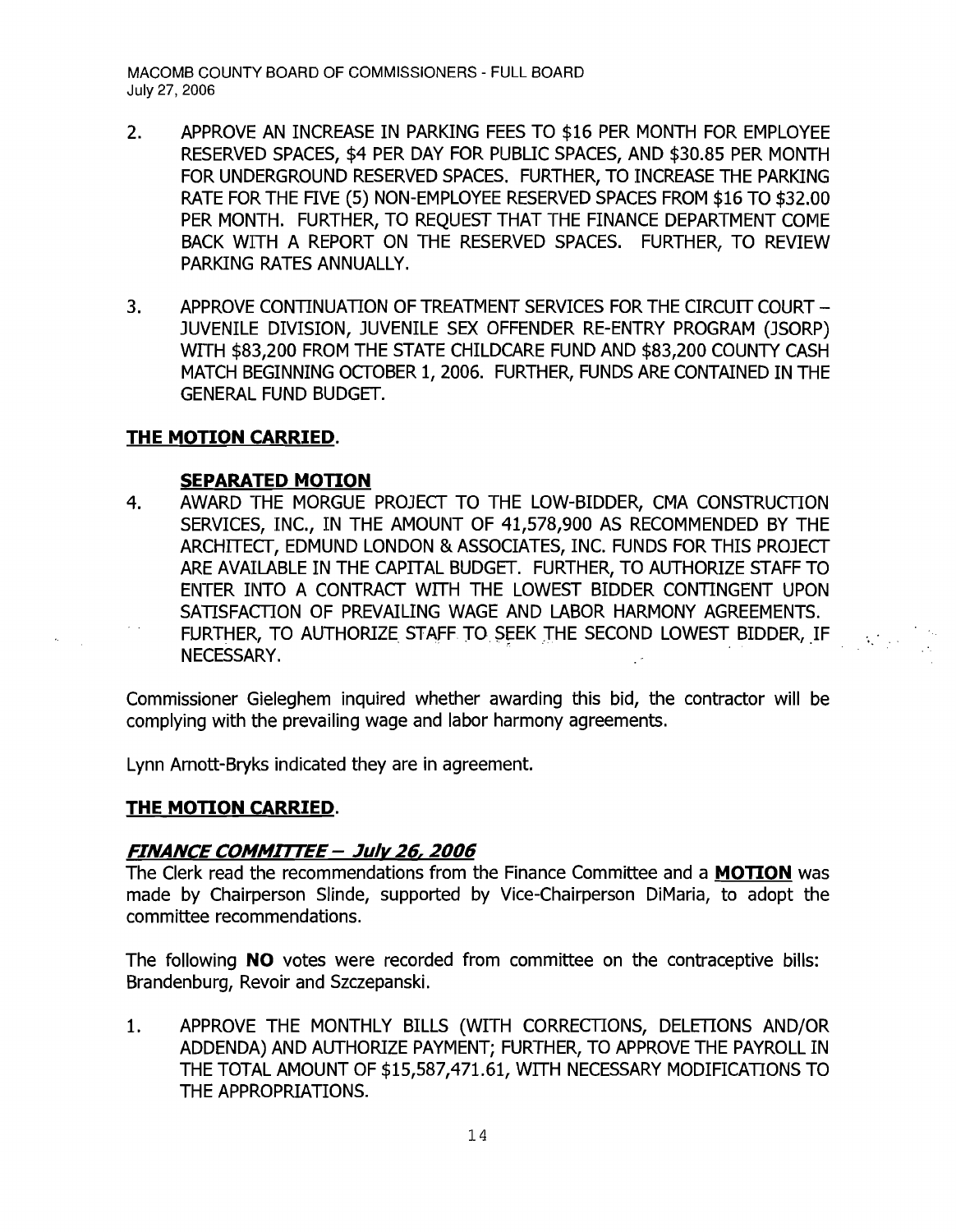2. APPROVE AN INCREASE IN PARKING FEES TO $16 PER MONTH FOR EMPLOYEE RESERVED SPACES, $4 PER DAY FOR PUBLIC SPACES, AND $30.85 PER MONTH FOR UNDERGROUND RESERVED SPACES. FURTHER, TO INCREASE THE PARKING RATE FOR THE FIVE (5) NON-EMPLOYEE RESERVED SPACES FROM $16 TO $32.00 PER MONTH. FURTHER, TO REQUEST THAT THE FINANCE DEPARTMENT COME BACK WITH A REPORT ON THE RESERVED SPACES. FURTHER, TO REVIEW PARKING RATES ANNUALLY.

3. APPROVE CONTINUATION OF TREATMENT SERVICES FOR THE CIRCUIT COURT – JUVENILE DIVISION, JUVENILE SEX OFFENDER RE-ENTRY PROGRAM (JSORP) WITH $83,200 FROM THE STATE CHILDCARE FUND AND $83,200 COUNTY CASH MATCH BEGINNING OCTOBER 1, 2006. FURTHER, FUNDS ARE CONTAINED IN THE GENERAL FUND BUDGET.

**THE MOTION CARRIED**.

**SEPARATED MOTION**

4. AWARD THE MORGUE PROJECT TO THE LOW-BIDDER, CMA CONSTRUCTION SERVICES, INC., IN THE AMOUNT OF 41,578,900 AS RECOMMENDED BY THE ARCHITECT, EDMUND LONDON & ASSOCIATES, INC. FUNDS FOR THIS PROJECT ARE AVAILABLE IN THE CAPITAL BUDGET. FURTHER, TO AUTHORIZE STAFF TO ENTER INTO A CONTRACT WITH THE LOWEST BIDDER CONTINGENT UPON SATISFACTION OF PREVAILING WAGE AND LABOR HARMONY AGREEMENTS. FURTHER, TO AUTHORIZE STAFF TO SEEK THE SECOND LOWEST BIDDER, IF NECESSARY.

Commissioner Gieleghem inquired whether awarding this bid, the contractor will be complying with the prevailing wage and labor harmony agreements.

Lynn Arnott-Bryks indicated they are in agreement.

**THE MOTION CARRIED**.

***FINANCE COMMITTEE – July 26, 2006***

The Clerk read the recommendations from the Finance Committee and a **MOTION** was made by Chairperson Slinde, supported by Vice-Chairperson DiMaria, to adopt the committee recommendations.

The following **NO** votes were recorded from committee on the contraceptive bills: Brandenburg, Revoir and Szczepanski.

1. APPROVE THE MONTHLY BILLS (WITH CORRECTIONS, DELETIONS AND/OR ADDENDA) AND AUTHORIZE PAYMENT; FURTHER, TO APPROVE THE PAYROLL IN THE TOTAL AMOUNT OF $15,587,471.61, WITH NECESSARY MODIFICATIONS TO THE APPROPRIATIONS.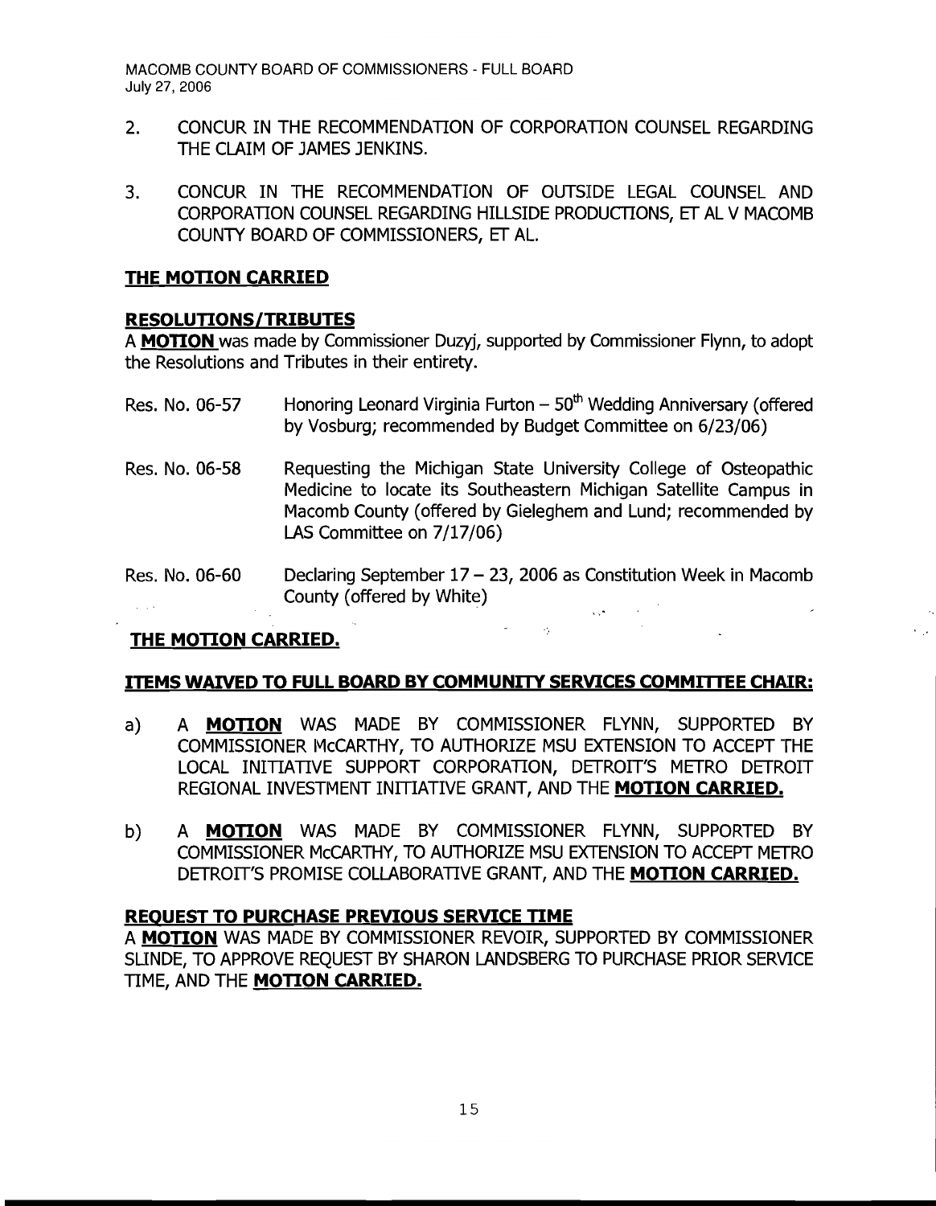2. CONCUR IN THE RECOMMENDATION OF CORPORATION COUNSEL REGARDING THE CLAIM OF JAMES JENKINS.

3. CONCUR IN THE RECOMMENDATION OF OUTSIDE LEGAL COUNSEL AND CORPORATION COUNSEL REGARDING HILLSIDE PRODUCTIONS, ET AL V MACOMB COUNTY BOARD OF COMMISSIONERS, ET AL.

**THE MOTION CARRIED**

**RESOLUTIONS/TRIBUTES**

A **MOTION** was made by Commissioner Duzyj, supported by Commissioner Flynn, to adopt the Resolutions and Tributes in their entirety.

Res. No. 06-57 Honoring Leonard Virginia Furton – 50th Wedding Anniversary (offered by Vosburg; recommended by Budget Committee on 6/23/06)

Res. No. 06-58 Requesting the Michigan State University College of Osteopathic Medicine to locate its Southeastern Michigan Satellite Campus in Macomb County (offered by Gieleghem and Lund; recommended by LAS Committee on 7/17/06)

Res. No. 06-60 Declaring September 17 – 23, 2006 as Constitution Week in Macomb County (offered by White)

**THE MOTION CARRIED.**

**ITEMS WAIVED TO FULL BOARD BY COMMUNITY SERVICES COMMITTEE CHAIR:**

a) A **MOTION** WAS MADE BY COMMISSIONER FLYNN, SUPPORTED BY COMMISSIONER McCARTHY, TO AUTHORIZE MSU EXTENSION TO ACCEPT THE LOCAL INITIATIVE SUPPORT CORPORATION, DETROIT'S METRO DETROIT REGIONAL INVESTMENT INITIATIVE GRANT, AND THE **MOTION CARRIED.**

b) A **MOTION** WAS MADE BY COMMISSIONER FLYNN, SUPPORTED BY COMMISSIONER McCARTHY, TO AUTHORIZE MSU EXTENSION TO ACCEPT METRO DETROIT'S PROMISE COLLABORATIVE GRANT, AND THE **MOTION CARRIED.**

**REQUEST TO PURCHASE PREVIOUS SERVICE TIME**

A **MOTION** WAS MADE BY COMMISSIONER REVOIR, SUPPORTED BY COMMISSIONER SLINDE, TO APPROVE REQUEST BY SHARON LANDSBERG TO PURCHASE PRIOR SERVICE TIME, AND THE **MOTION CARRIED.**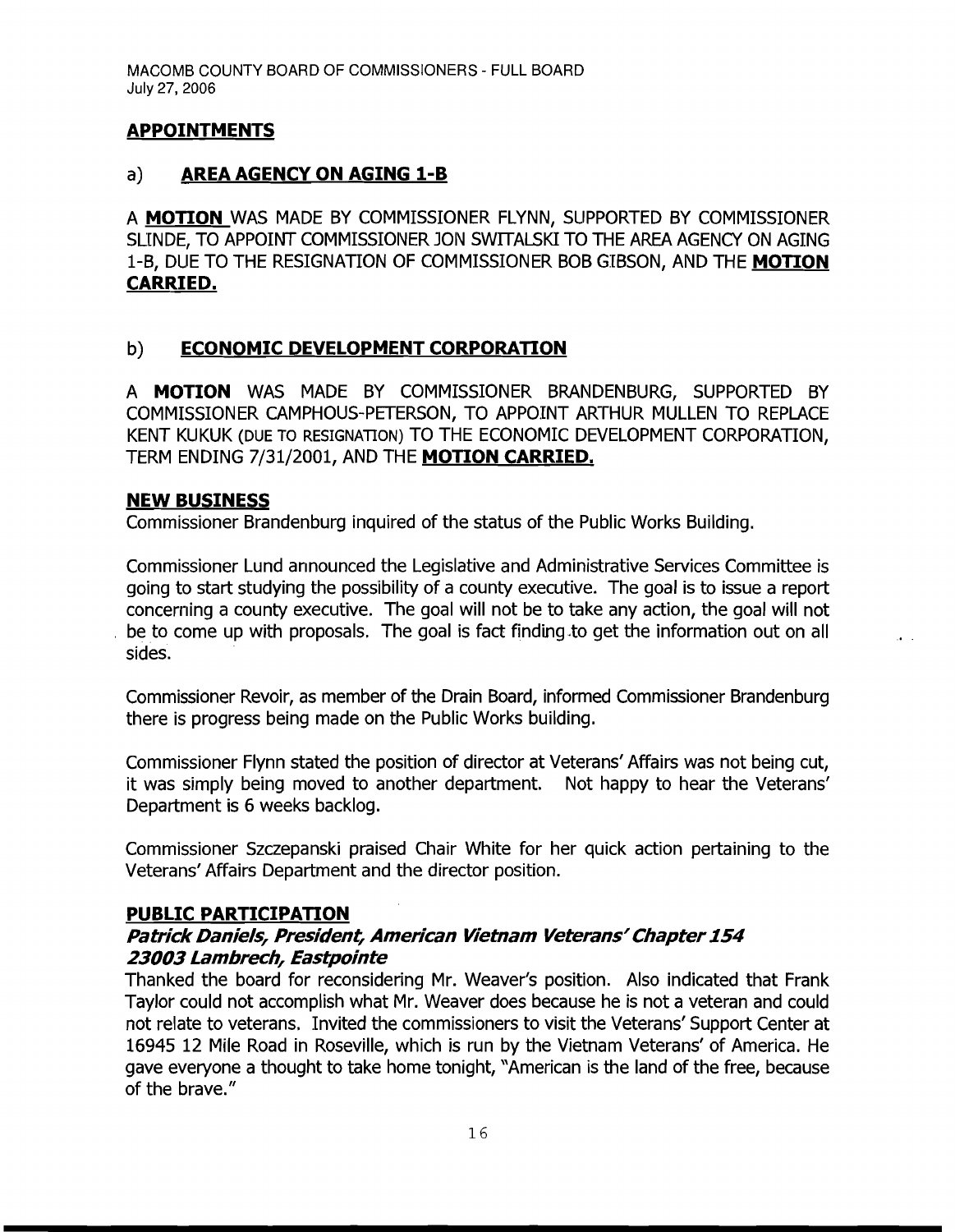## APPOINTMENTS

### a) AREA AGENCY ON AGING 1-B

A **MOTION** WAS MADE BY COMMISSIONER FLYNN, SUPPORTED BY COMMISSIONER SLINDE, TO APPOINT COMMISSIONER JON SWITALSKI TO THE AREA AGENCY ON AGING 1-B, DUE TO THE RESIGNATION OF COMMISSIONER BOB GIBSON, AND THE **MOTION CARRIED.**

### b) ECONOMIC DEVELOPMENT CORPORATION

A **MOTION** WAS MADE BY COMMISSIONER BRANDENBURG, SUPPORTED BY COMMISSIONER CAMPHOUS-PETERSON, TO APPOINT ARTHUR MULLEN TO REPLACE KENT KUKUK (DUE TO RESIGNATION) TO THE ECONOMIC DEVELOPMENT CORPORATION, TERM ENDING 7/31/2001, AND THE **MOTION CARRIED.**

## NEW BUSINESS

Commissioner Brandenburg inquired of the status of the Public Works Building.

Commissioner Lund announced the Legislative and Administrative Services Committee is going to start studying the possibility of a county executive. The goal is to issue a report concerning a county executive. The goal will not be to take any action, the goal will not be to come up with proposals. The goal is fact finding to get the information out on all sides.

Commissioner Revoir, as member of the Drain Board, informed Commissioner Brandenburg there is progress being made on the Public Works building.

Commissioner Flynn stated the position of director at Veterans' Affairs was not being cut, it was simply being moved to another department. Not happy to hear the Veterans' Department is 6 weeks backlog.

Commissioner Szczepanski praised Chair White for her quick action pertaining to the Veterans' Affairs Department and the director position.

## PUBLIC PARTICIPATION

***Patrick Daniels, President, American Vietnam Veterans' Chapter 154***
***23003 Lambrech, Eastpointe***

Thanked the board for reconsidering Mr. Weaver's position. Also indicated that Frank Taylor could not accomplish what Mr. Weaver does because he is not a veteran and could not relate to veterans. Invited the commissioners to visit the Veterans' Support Center at 16945 12 Mile Road in Roseville, which is run by the Vietnam Veterans' of America. He gave everyone a thought to take home tonight, "American is the land of the free, because of the brave."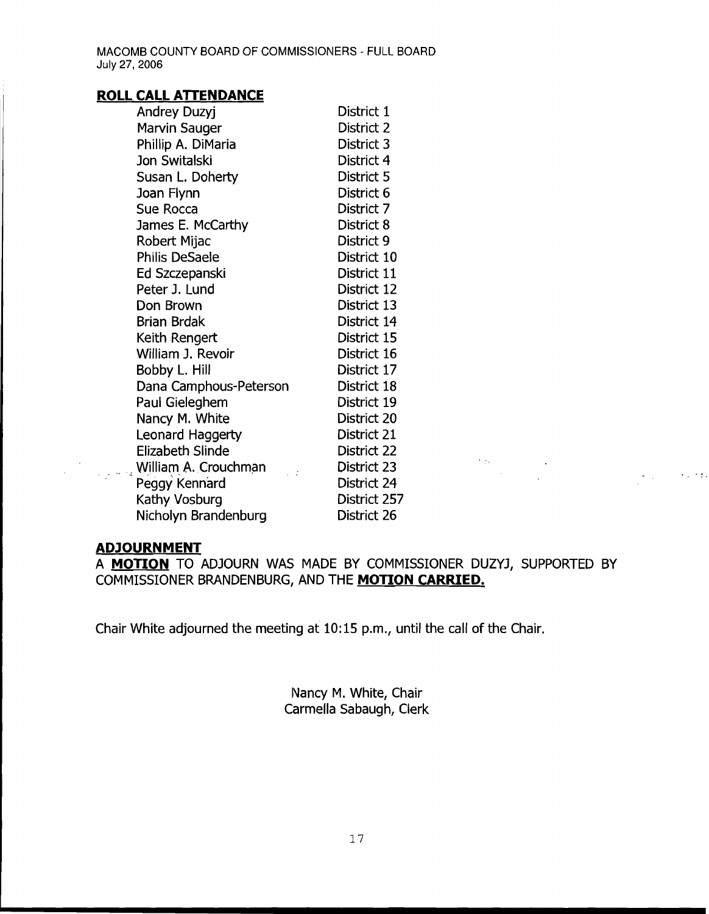MACOMB COUNTY BOARD OF COMMISSIONERS - FULL BOARD
July 27, 2006

## ROLL CALL ATTENDANCE

| | |
|---|---|
| Andrey Duzyj | District 1 |
| Marvin Sauger | District 2 |
| Phillip A. DiMaria | District 3 |
| Jon Switalski | District 4 |
| Susan L. Doherty | District 5 |
| Joan Flynn | District 6 |
| Sue Rocca | District 7 |
| James E. McCarthy | District 8 |
| Robert Mijac | District 9 |
| Philis DeSaele | District 10 |
| Ed Szczepanski | District 11 |
| Peter J. Lund | District 12 |
| Don Brown | District 13 |
| Brian Brdak | District 14 |
| Keith Rengert | District 15 |
| William J. Revoir | District 16 |
| Bobby L. Hill | District 17 |
| Dana Camphous-Peterson | District 18 |
| Paul Gieleghem | District 19 |
| Nancy M. White | District 20 |
| Leonard Haggerty | District 21 |
| Elizabeth Slinde | District 22 |
| William A. Crouchman | District 23 |
| Peggy Kennard | District 24 |
| Kathy Vosburg | District 257 |
| Nicholyn Brandenburg | District 26 |

## ADJOURNMENT

A **MOTION** TO ADJOURN WAS MADE BY COMMISSIONER DUZYJ, SUPPORTED BY COMMISSIONER BRANDENBURG, AND THE **MOTION CARRIED.**

Chair White adjourned the meeting at 10:15 p.m., until the call of the Chair.

Nancy M. White, Chair
Carmella Sabaugh, Clerk